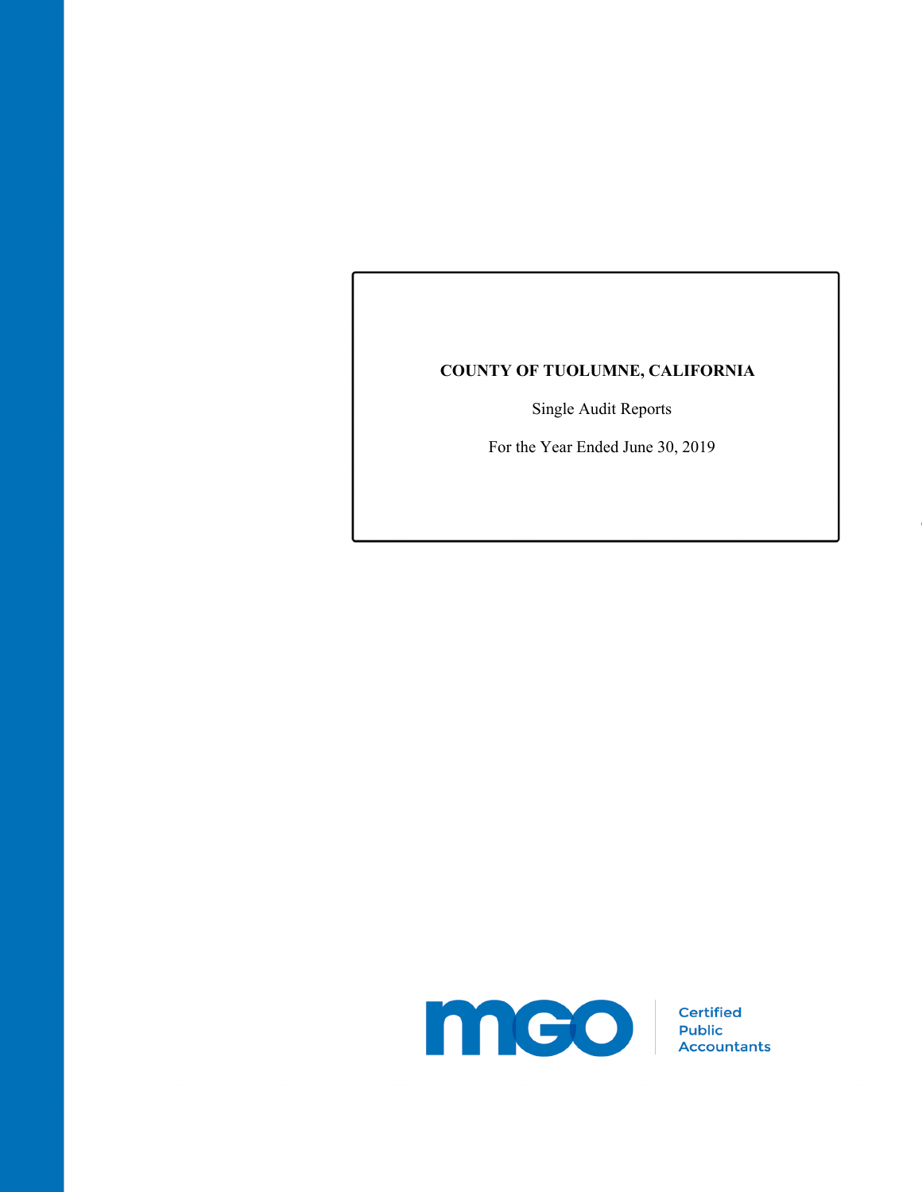# COUNTY OF TUOLUMNE, CALIFORNIA

Single Audit Reports

For the Year Ended June 30, 2019

mgo | Certified Public Accountants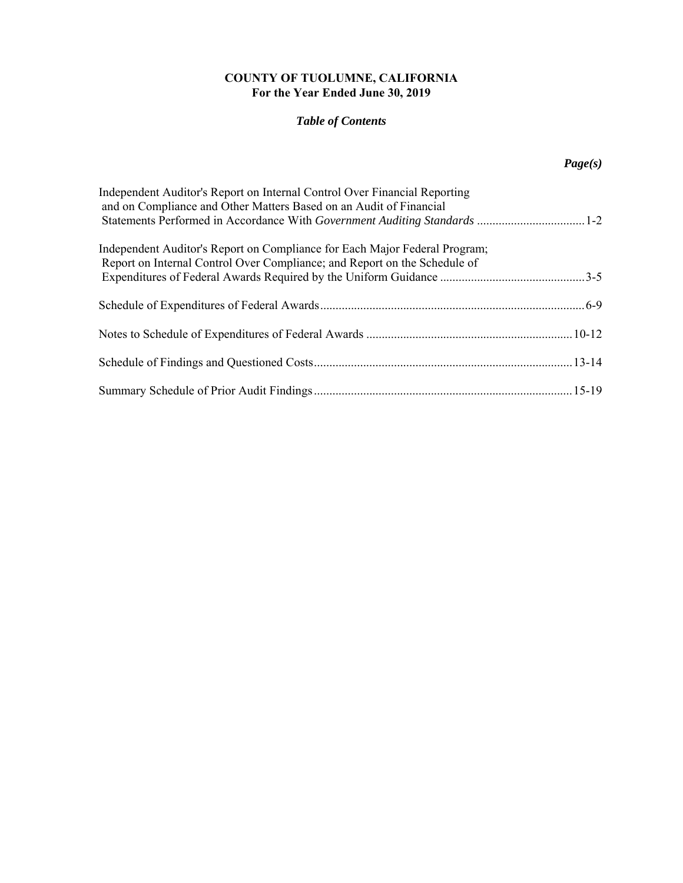**COUNTY OF TUOLUMNE, CALIFORNIA**
**For the Year Ended June 30, 2019**

***Table of Contents***

| | ***Page(s)*** |
|---|---|
| Independent Auditor's Report on Internal Control Over Financial Reporting and on Compliance and Other Matters Based on an Audit of Financial Statements Performed in Accordance With *Government Auditing Standards* | 1-2 |
| Independent Auditor's Report on Compliance for Each Major Federal Program; Report on Internal Control Over Compliance; and Report on the Schedule of Expenditures of Federal Awards Required by the Uniform Guidance | 3-5 |
| Schedule of Expenditures of Federal Awards | 6-9 |
| Notes to Schedule of Expenditures of Federal Awards | 10-12 |
| Schedule of Findings and Questioned Costs | 13-14 |
| Summary Schedule of Prior Audit Findings | 15-19 |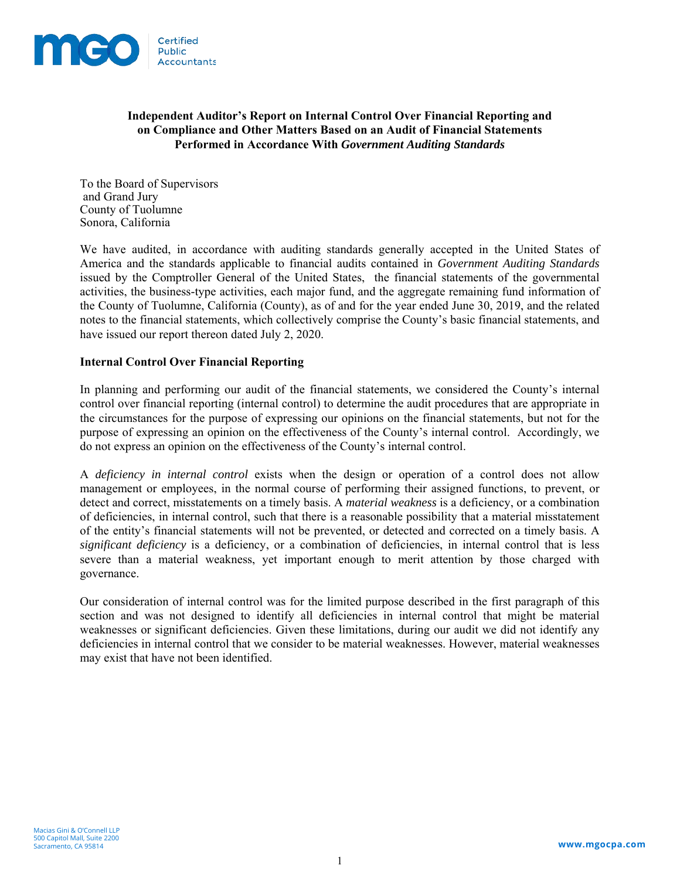# Independent Auditor's Report on Internal Control Over Financial Reporting and on Compliance and Other Matters Based on an Audit of Financial Statements Performed in Accordance With *Government Auditing Standards*

To the Board of Supervisors
and Grand Jury
County of Tuolumne
Sonora, California

We have audited, in accordance with auditing standards generally accepted in the United States of America and the standards applicable to financial audits contained in *Government Auditing Standards* issued by the Comptroller General of the United States, the financial statements of the governmental activities, the business-type activities, each major fund, and the aggregate remaining fund information of the County of Tuolumne, California (County), as of and for the year ended June 30, 2019, and the related notes to the financial statements, which collectively comprise the County's basic financial statements, and have issued our report thereon dated July 2, 2020.

**Internal Control Over Financial Reporting**

In planning and performing our audit of the financial statements, we considered the County's internal control over financial reporting (internal control) to determine the audit procedures that are appropriate in the circumstances for the purpose of expressing our opinions on the financial statements, but not for the purpose of expressing an opinion on the effectiveness of the County's internal control. Accordingly, we do not express an opinion on the effectiveness of the County's internal control.

A *deficiency in internal control* exists when the design or operation of a control does not allow management or employees, in the normal course of performing their assigned functions, to prevent, or detect and correct, misstatements on a timely basis. A *material weakness* is a deficiency, or a combination of deficiencies, in internal control, such that there is a reasonable possibility that a material misstatement of the entity's financial statements will not be prevented, or detected and corrected on a timely basis. A *significant deficiency* is a deficiency, or a combination of deficiencies, in internal control that is less severe than a material weakness, yet important enough to merit attention by those charged with governance.

Our consideration of internal control was for the limited purpose described in the first paragraph of this section and was not designed to identify all deficiencies in internal control that might be material weaknesses or significant deficiencies. Given these limitations, during our audit we did not identify any deficiencies in internal control that we consider to be material weaknesses. However, material weaknesses may exist that have not been identified.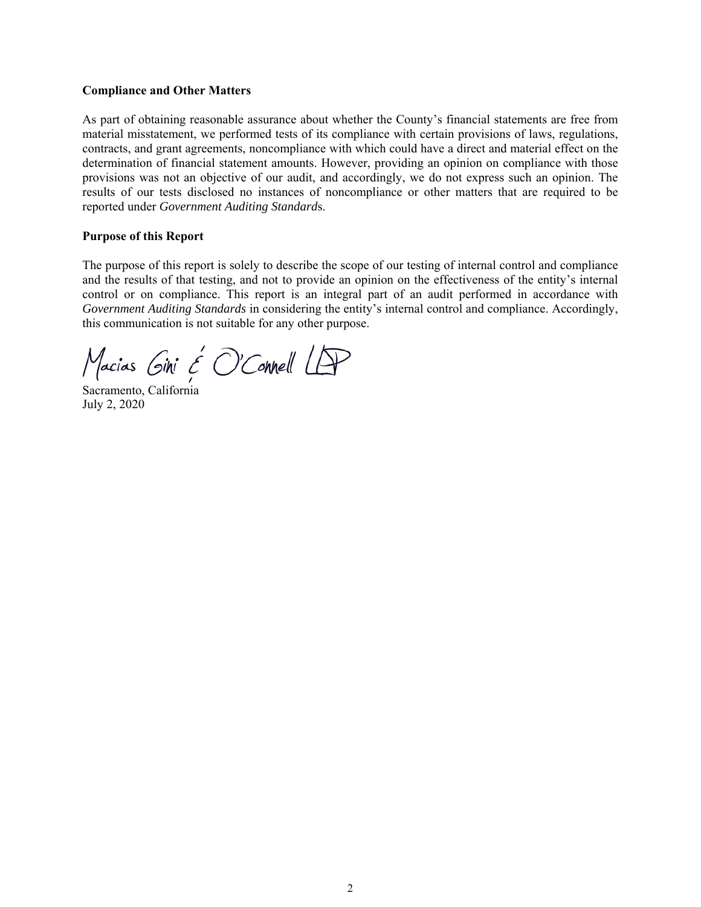**Compliance and Other Matters**

As part of obtaining reasonable assurance about whether the County's financial statements are free from material misstatement, we performed tests of its compliance with certain provisions of laws, regulations, contracts, and grant agreements, noncompliance with which could have a direct and material effect on the determination of financial statement amounts. However, providing an opinion on compliance with those provisions was not an objective of our audit, and accordingly, we do not express such an opinion. The results of our tests disclosed no instances of noncompliance or other matters that are required to be reported under *Government Auditing Standards*.

**Purpose of this Report**

The purpose of this report is solely to describe the scope of our testing of internal control and compliance and the results of that testing, and not to provide an opinion on the effectiveness of the entity's internal control or on compliance. This report is an integral part of an audit performed in accordance with *Government Auditing Standards* in considering the entity's internal control and compliance. Accordingly, this communication is not suitable for any other purpose.

Macias Gini & O'Connell LLP

Sacramento, California
July 2, 2020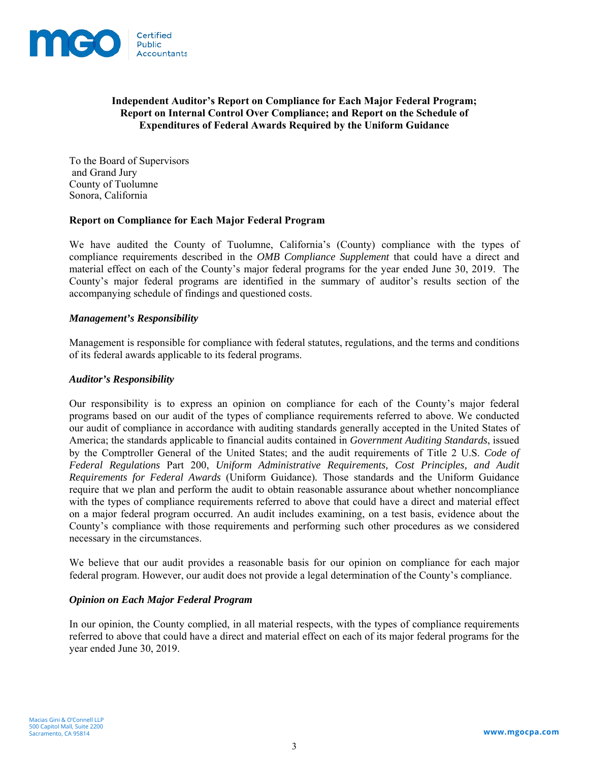# Independent Auditor's Report on Compliance for Each Major Federal Program; Report on Internal Control Over Compliance; and Report on the Schedule of Expenditures of Federal Awards Required by the Uniform Guidance

To the Board of Supervisors
and Grand Jury
County of Tuolumne
Sonora, California

## Report on Compliance for Each Major Federal Program

We have audited the County of Tuolumne, California's (County) compliance with the types of compliance requirements described in the *OMB Compliance Supplement* that could have a direct and material effect on each of the County's major federal programs for the year ended June 30, 2019. The County's major federal programs are identified in the summary of auditor's results section of the accompanying schedule of findings and questioned costs.

### *Management's Responsibility*

Management is responsible for compliance with federal statutes, regulations, and the terms and conditions of its federal awards applicable to its federal programs.

### *Auditor's Responsibility*

Our responsibility is to express an opinion on compliance for each of the County's major federal programs based on our audit of the types of compliance requirements referred to above. We conducted our audit of compliance in accordance with auditing standards generally accepted in the United States of America; the standards applicable to financial audits contained in *Government Auditing Standards*, issued by the Comptroller General of the United States; and the audit requirements of Title 2 U.S. *Code of Federal Regulations* Part 200, *Uniform Administrative Requirements, Cost Principles, and Audit Requirements for Federal Awards* (Uniform Guidance). Those standards and the Uniform Guidance require that we plan and perform the audit to obtain reasonable assurance about whether noncompliance with the types of compliance requirements referred to above that could have a direct and material effect on a major federal program occurred. An audit includes examining, on a test basis, evidence about the County's compliance with those requirements and performing such other procedures as we considered necessary in the circumstances.

We believe that our audit provides a reasonable basis for our opinion on compliance for each major federal program. However, our audit does not provide a legal determination of the County's compliance.

### *Opinion on Each Major Federal Program*

In our opinion, the County complied, in all material respects, with the types of compliance requirements referred to above that could have a direct and material effect on each of its major federal programs for the year ended June 30, 2019.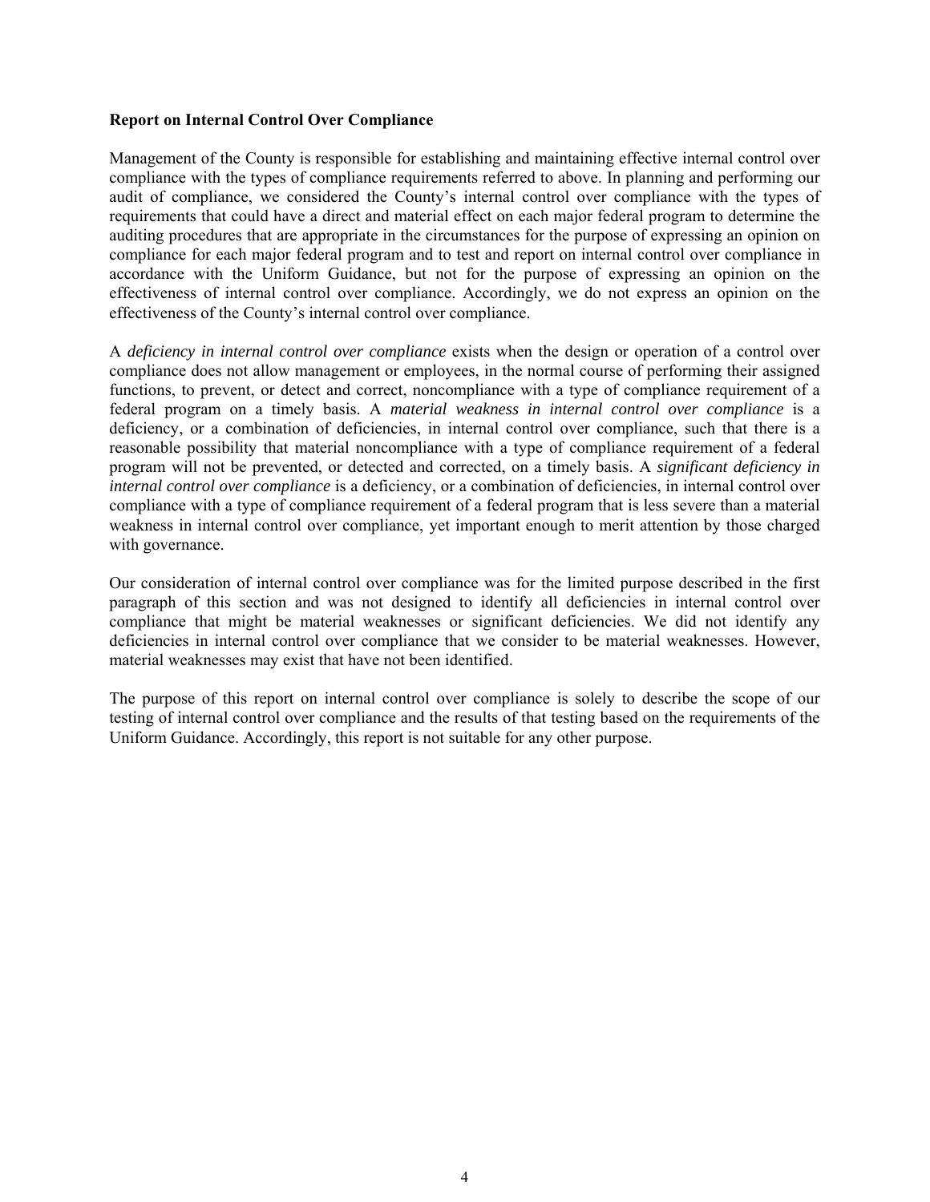**Report on Internal Control Over Compliance**

Management of the County is responsible for establishing and maintaining effective internal control over compliance with the types of compliance requirements referred to above. In planning and performing our audit of compliance, we considered the County's internal control over compliance with the types of requirements that could have a direct and material effect on each major federal program to determine the auditing procedures that are appropriate in the circumstances for the purpose of expressing an opinion on compliance for each major federal program and to test and report on internal control over compliance in accordance with the Uniform Guidance, but not for the purpose of expressing an opinion on the effectiveness of internal control over compliance. Accordingly, we do not express an opinion on the effectiveness of the County's internal control over compliance.

A *deficiency in internal control over compliance* exists when the design or operation of a control over compliance does not allow management or employees, in the normal course of performing their assigned functions, to prevent, or detect and correct, noncompliance with a type of compliance requirement of a federal program on a timely basis. A *material weakness in internal control over compliance* is a deficiency, or a combination of deficiencies, in internal control over compliance, such that there is a reasonable possibility that material noncompliance with a type of compliance requirement of a federal program will not be prevented, or detected and corrected, on a timely basis. A *significant deficiency in internal control over compliance* is a deficiency, or a combination of deficiencies, in internal control over compliance with a type of compliance requirement of a federal program that is less severe than a material weakness in internal control over compliance, yet important enough to merit attention by those charged with governance.

Our consideration of internal control over compliance was for the limited purpose described in the first paragraph of this section and was not designed to identify all deficiencies in internal control over compliance that might be material weaknesses or significant deficiencies. We did not identify any deficiencies in internal control over compliance that we consider to be material weaknesses. However, material weaknesses may exist that have not been identified.

The purpose of this report on internal control over compliance is solely to describe the scope of our testing of internal control over compliance and the results of that testing based on the requirements of the Uniform Guidance. Accordingly, this report is not suitable for any other purpose.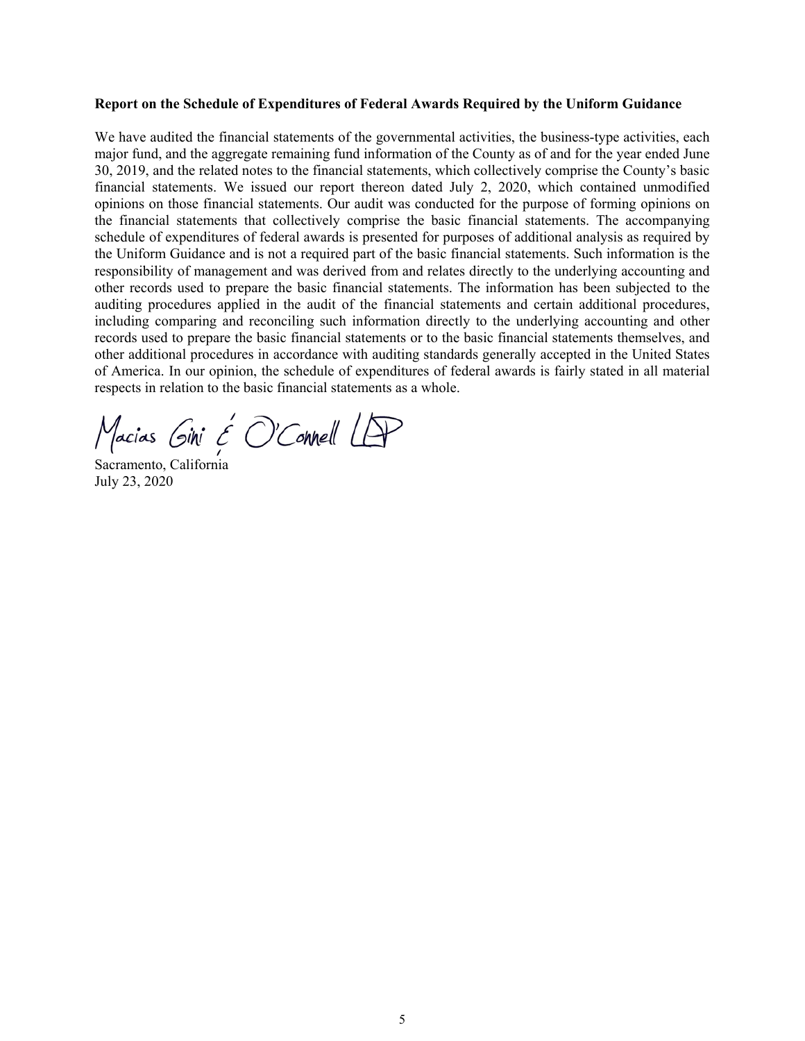**Report on the Schedule of Expenditures of Federal Awards Required by the Uniform Guidance**

We have audited the financial statements of the governmental activities, the business-type activities, each major fund, and the aggregate remaining fund information of the County as of and for the year ended June 30, 2019, and the related notes to the financial statements, which collectively comprise the County's basic financial statements. We issued our report thereon dated July 2, 2020, which contained unmodified opinions on those financial statements. Our audit was conducted for the purpose of forming opinions on the financial statements that collectively comprise the basic financial statements. The accompanying schedule of expenditures of federal awards is presented for purposes of additional analysis as required by the Uniform Guidance and is not a required part of the basic financial statements. Such information is the responsibility of management and was derived from and relates directly to the underlying accounting and other records used to prepare the basic financial statements. The information has been subjected to the auditing procedures applied in the audit of the financial statements and certain additional procedures, including comparing and reconciling such information directly to the underlying accounting and other records used to prepare the basic financial statements or to the basic financial statements themselves, and other additional procedures in accordance with auditing standards generally accepted in the United States of America. In our opinion, the schedule of expenditures of federal awards is fairly stated in all material respects in relation to the basic financial statements as a whole.

Macias Gini & O'Connell LLP

Sacramento, California
July 23, 2020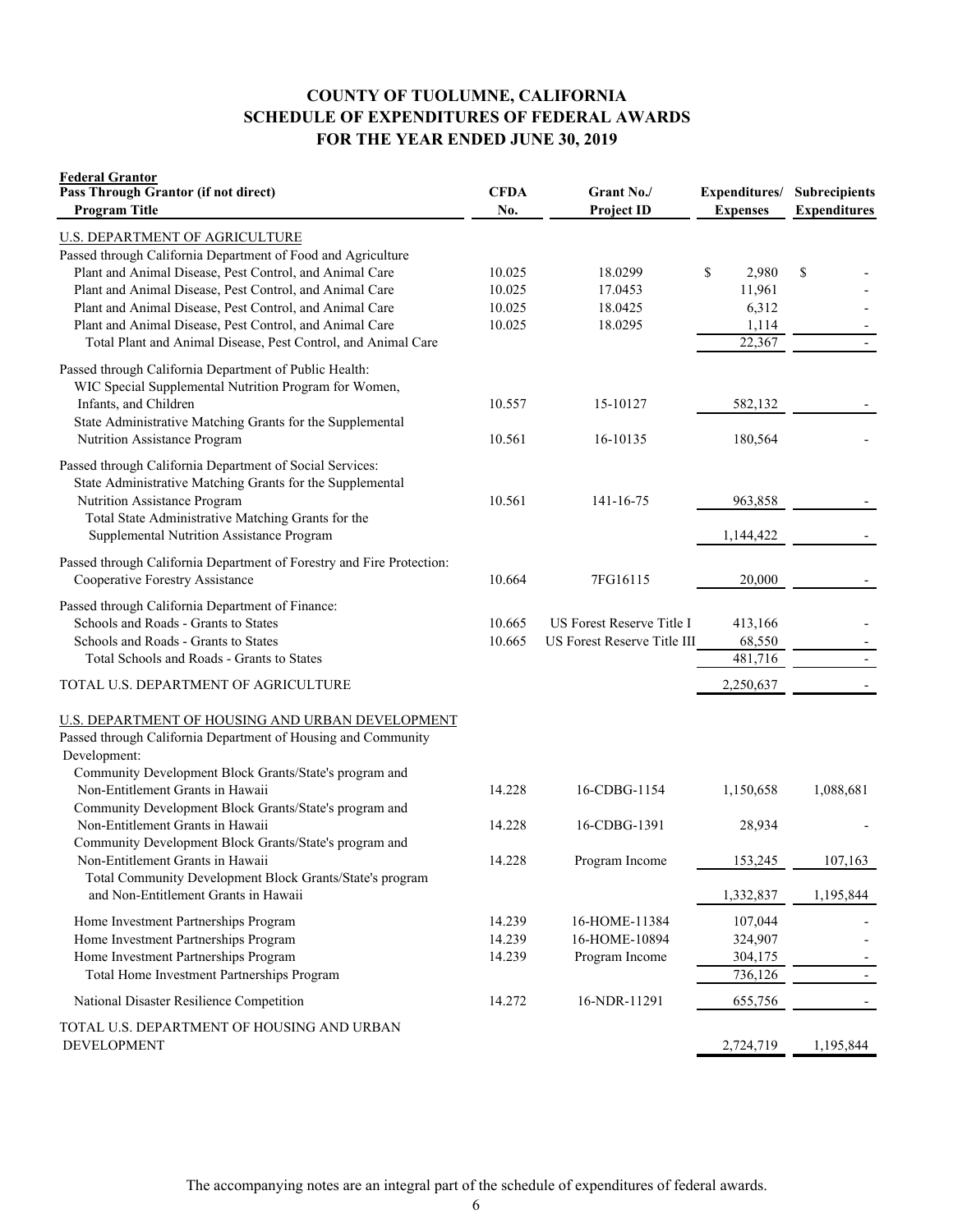# COUNTY OF TUOLUMNE, CALIFORNIA
## SCHEDULE OF EXPENDITURES OF FEDERAL AWARDS
## FOR THE YEAR ENDED JUNE 30, 2019

| **Federal Grantor**<br>**Pass Through Grantor (if not direct)**<br>**Program Title** | **CFDA No.** | **Grant No./ Project ID** | **Expenditures/ Expenses** | **Subrecipients Expenditures** |
|---|---|---|---|---|
| U.S. DEPARTMENT OF AGRICULTURE | | | | |
| Passed through California Department of Food and Agriculture | | | | |
| Plant and Animal Disease, Pest Control, and Animal Care | 10.025 | 18.0299 | $ 2,980 | $ - |
| Plant and Animal Disease, Pest Control, and Animal Care | 10.025 | 17.0453 | 11,961 | - |
| Plant and Animal Disease, Pest Control, and Animal Care | 10.025 | 18.0425 | 6,312 | - |
| Plant and Animal Disease, Pest Control, and Animal Care | 10.025 | 18.0295 | 1,114 | - |
| Total Plant and Animal Disease, Pest Control, and Animal Care | | | 22,367 | - |
| Passed through California Department of Public Health: | | | | |
| WIC Special Supplemental Nutrition Program for Women, Infants, and Children | 10.557 | 15-10127 | 582,132 | - |
| State Administrative Matching Grants for the Supplemental Nutrition Assistance Program | 10.561 | 16-10135 | 180,564 | - |
| Passed through California Department of Social Services: | | | | |
| State Administrative Matching Grants for the Supplemental Nutrition Assistance Program | 10.561 | 141-16-75 | 963,858 | - |
| Total State Administrative Matching Grants for the Supplemental Nutrition Assistance Program | | | 1,144,422 | - |
| Passed through California Department of Forestry and Fire Protection: | | | | |
| Cooperative Forestry Assistance | 10.664 | 7FG16115 | 20,000 | - |
| Passed through California Department of Finance: | | | | |
| Schools and Roads - Grants to States | 10.665 | US Forest Reserve Title I | 413,166 | - |
| Schools and Roads - Grants to States | 10.665 | US Forest Reserve Title III | 68,550 | - |
| Total Schools and Roads - Grants to States | | | 481,716 | - |
| TOTAL U.S. DEPARTMENT OF AGRICULTURE | | | 2,250,637 | - |
| U.S. DEPARTMENT OF HOUSING AND URBAN DEVELOPMENT | | | | |
| Passed through California Department of Housing and Community Development: | | | | |
| Community Development Block Grants/State's program and Non-Entitlement Grants in Hawaii | 14.228 | 16-CDBG-1154 | 1,150,658 | 1,088,681 |
| Community Development Block Grants/State's program and Non-Entitlement Grants in Hawaii | 14.228 | 16-CDBG-1391 | 28,934 | - |
| Community Development Block Grants/State's program and Non-Entitlement Grants in Hawaii | 14.228 | Program Income | 153,245 | 107,163 |
| Total Community Development Block Grants/State's program and Non-Entitlement Grants in Hawaii | | | 1,332,837 | 1,195,844 |
| Home Investment Partnerships Program | 14.239 | 16-HOME-11384 | 107,044 | - |
| Home Investment Partnerships Program | 14.239 | 16-HOME-10894 | 324,907 | - |
| Home Investment Partnerships Program | 14.239 | Program Income | 304,175 | - |
| Total Home Investment Partnerships Program | | | 736,126 | - |
| National Disaster Resilience Competition | 14.272 | 16-NDR-11291 | 655,756 | - |
| TOTAL U.S. DEPARTMENT OF HOUSING AND URBAN DEVELOPMENT | | | 2,724,719 | 1,195,844 |

The accompanying notes are an integral part of the schedule of expenditures of federal awards.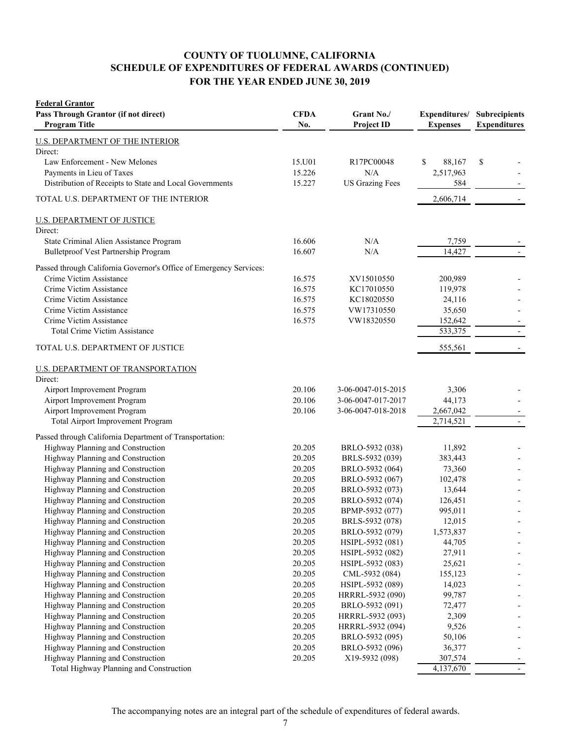# COUNTY OF TUOLUMNE, CALIFORNIA
## SCHEDULE OF EXPENDITURES OF FEDERAL AWARDS (CONTINUED)
## FOR THE YEAR ENDED JUNE 30, 2019

| **Federal Grantor** Pass Through Grantor (if not direct) Program Title | CFDA No. | Grant No./ Project ID | Expenditures/ Expenses | Subrecipients Expenditures |
|---|---|---|---|---|
| U.S. DEPARTMENT OF THE INTERIOR | | | | |
| Direct: | | | | |
| Law Enforcement - New Melones | 15.U01 | R17PC00048 | $ 88,167 | $ - |
| Payments in Lieu of Taxes | 15.226 | N/A | 2,517,963 | - |
| Distribution of Receipts to State and Local Governments | 15.227 | US Grazing Fees | 584 | - |
| TOTAL U.S. DEPARTMENT OF THE INTERIOR | | | 2,606,714 | - |
| U.S. DEPARTMENT OF JUSTICE | | | | |
| Direct: | | | | |
| State Criminal Alien Assistance Program | 16.606 | N/A | 7,759 | - |
| Bulletproof Vest Partnership Program | 16.607 | N/A | 14,427 | - |
| Passed through California Governor's Office of Emergency Services: | | | | |
| Crime Victim Assistance | 16.575 | XV15010550 | 200,989 | - |
| Crime Victim Assistance | 16.575 | KC17010550 | 119,978 | - |
| Crime Victim Assistance | 16.575 | KC18020550 | 24,116 | - |
| Crime Victim Assistance | 16.575 | VW17310550 | 35,650 | - |
| Crime Victim Assistance | 16.575 | VW18320550 | 152,642 | - |
| Total Crime Victim Assistance | | | 533,375 | - |
| TOTAL U.S. DEPARTMENT OF JUSTICE | | | 555,561 | - |
| U.S. DEPARTMENT OF TRANSPORTATION | | | | |
| Direct: | | | | |
| Airport Improvement Program | 20.106 | 3-06-0047-015-2015 | 3,306 | - |
| Airport Improvement Program | 20.106 | 3-06-0047-017-2017 | 44,173 | - |
| Airport Improvement Program | 20.106 | 3-06-0047-018-2018 | 2,667,042 | - |
| Total Airport Improvement Program | | | 2,714,521 | - |
| Passed through California Department of Transportation: | | | | |
| Highway Planning and Construction | 20.205 | BRLO-5932 (038) | 11,892 | - |
| Highway Planning and Construction | 20.205 | BRLS-5932 (039) | 383,443 | - |
| Highway Planning and Construction | 20.205 | BRLO-5932 (064) | 73,360 | - |
| Highway Planning and Construction | 20.205 | BRLO-5932 (067) | 102,478 | - |
| Highway Planning and Construction | 20.205 | BRLO-5932 (073) | 13,644 | - |
| Highway Planning and Construction | 20.205 | BRLO-5932 (074) | 126,451 | - |
| Highway Planning and Construction | 20.205 | BPMP-5932 (077) | 995,011 | - |
| Highway Planning and Construction | 20.205 | BRLS-5932 (078) | 12,015 | - |
| Highway Planning and Construction | 20.205 | BRLO-5932 (079) | 1,573,837 | - |
| Highway Planning and Construction | 20.205 | HSIPL-5932 (081) | 44,705 | - |
| Highway Planning and Construction | 20.205 | HSIPL-5932 (082) | 27,911 | - |
| Highway Planning and Construction | 20.205 | HSIPL-5932 (083) | 25,621 | - |
| Highway Planning and Construction | 20.205 | CML-5932 (084) | 155,123 | - |
| Highway Planning and Construction | 20.205 | HSIPL-5932 (089) | 14,023 | - |
| Highway Planning and Construction | 20.205 | HRRRL-5932 (090) | 99,787 | - |
| Highway Planning and Construction | 20.205 | BRLO-5932 (091) | 72,477 | - |
| Highway Planning and Construction | 20.205 | HRRRL-5932 (093) | 2,309 | - |
| Highway Planning and Construction | 20.205 | HRRRL-5932 (094) | 9,526 | - |
| Highway Planning and Construction | 20.205 | BRLO-5932 (095) | 50,106 | - |
| Highway Planning and Construction | 20.205 | BRLO-5932 (096) | 36,377 | - |
| Highway Planning and Construction | 20.205 | X19-5932 (098) | 307,574 | - |
| Total Highway Planning and Construction | | | 4,137,670 | - |

The accompanying notes are an integral part of the schedule of expenditures of federal awards.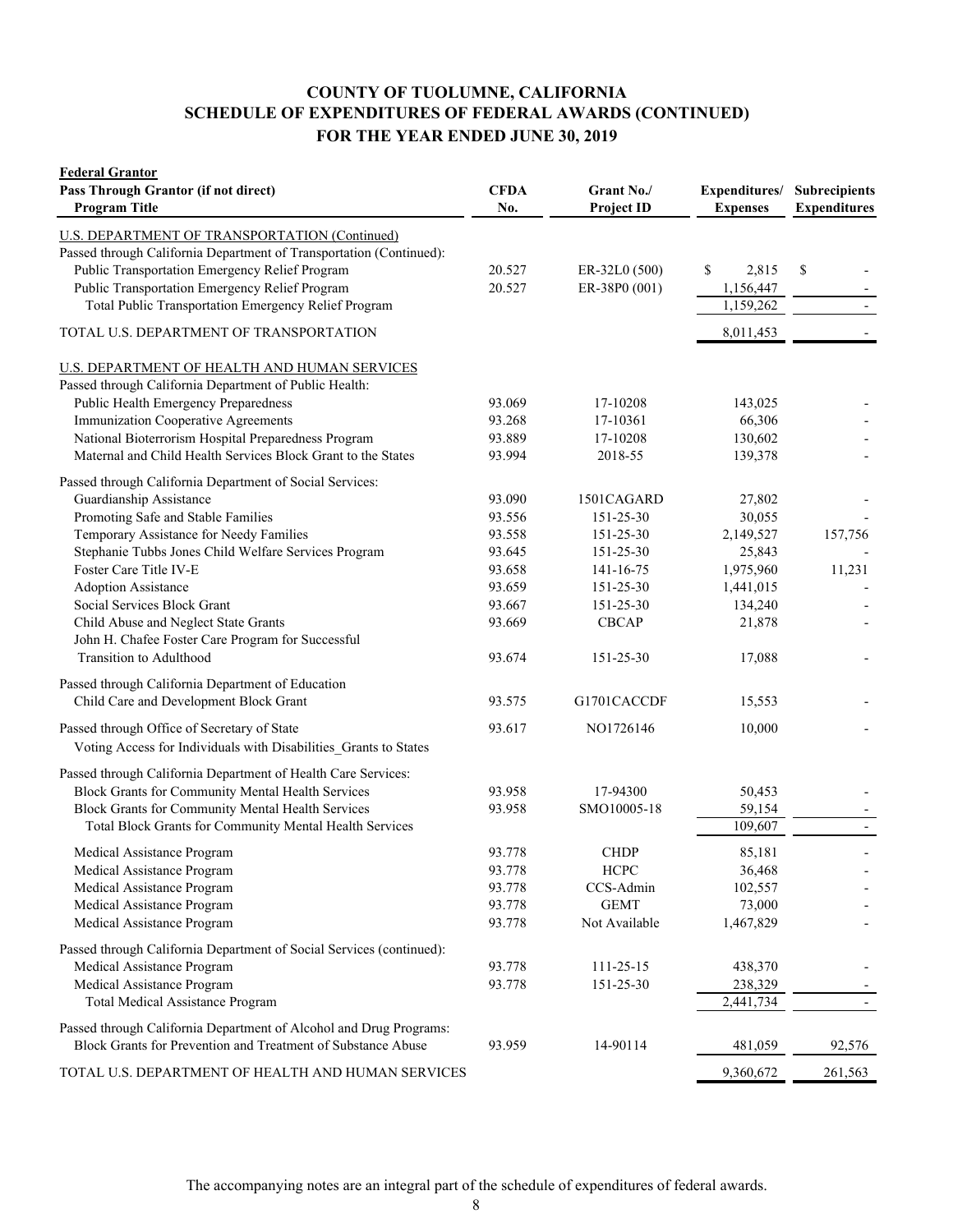# COUNTY OF TUOLUMNE, CALIFORNIA
## SCHEDULE OF EXPENDITURES OF FEDERAL AWARDS (CONTINUED)
## FOR THE YEAR ENDED JUNE 30, 2019

| **Federal Grantor**<br>**Pass Through Grantor (if not direct)**<br>**Program Title** | **CFDA No.** | **Grant No./ Project ID** | **Expenditures/ Expenses** | **Subrecipients Expenditures** |
|---|---|---|---|---|
| U.S. DEPARTMENT OF TRANSPORTATION (Continued) | | | | |
| Passed through California Department of Transportation (Continued): | | | | |
| Public Transportation Emergency Relief Program | 20.527 | ER-32L0 (500) | $ 2,815 | $ - |
| Public Transportation Emergency Relief Program | 20.527 | ER-38P0 (001) | 1,156,447 | - |
| Total Public Transportation Emergency Relief Program | | | 1,159,262 | - |
| TOTAL U.S. DEPARTMENT OF TRANSPORTATION | | | 8,011,453 | - |
| U.S. DEPARTMENT OF HEALTH AND HUMAN SERVICES | | | | |
| Passed through California Department of Public Health: | | | | |
| Public Health Emergency Preparedness | 93.069 | 17-10208 | 143,025 | - |
| Immunization Cooperative Agreements | 93.268 | 17-10361 | 66,306 | - |
| National Bioterrorism Hospital Preparedness Program | 93.889 | 17-10208 | 130,602 | - |
| Maternal and Child Health Services Block Grant to the States | 93.994 | 2018-55 | 139,378 | - |
| Passed through California Department of Social Services: | | | | |
| Guardianship Assistance | 93.090 | 1501CAGARD | 27,802 | - |
| Promoting Safe and Stable Families | 93.556 | 151-25-30 | 30,055 | - |
| Temporary Assistance for Needy Families | 93.558 | 151-25-30 | 2,149,527 | 157,756 |
| Stephanie Tubbs Jones Child Welfare Services Program | 93.645 | 151-25-30 | 25,843 | - |
| Foster Care Title IV-E | 93.658 | 141-16-75 | 1,975,960 | 11,231 |
| Adoption Assistance | 93.659 | 151-25-30 | 1,441,015 | - |
| Social Services Block Grant | 93.667 | 151-25-30 | 134,240 | - |
| Child Abuse and Neglect State Grants | 93.669 | CBCAP | 21,878 | - |
| John H. Chafee Foster Care Program for Successful Transition to Adulthood | 93.674 | 151-25-30 | 17,088 | - |
| Passed through California Department of Education | | | | |
| Child Care and Development Block Grant | 93.575 | G1701CACCDF | 15,553 | - |
| Passed through Office of Secretary of State<br>Voting Access for Individuals with Disabilities_Grants to States | 93.617 | NO1726146 | 10,000 | - |
| Passed through California Department of Health Care Services: | | | | |
| Block Grants for Community Mental Health Services | 93.958 | 17-94300 | 50,453 | - |
| Block Grants for Community Mental Health Services | 93.958 | SMO10005-18 | 59,154 | - |
| Total Block Grants for Community Mental Health Services | | | 109,607 | - |
| Medical Assistance Program | 93.778 | CHDP | 85,181 | - |
| Medical Assistance Program | 93.778 | HCPC | 36,468 | - |
| Medical Assistance Program | 93.778 | CCS-Admin | 102,557 | - |
| Medical Assistance Program | 93.778 | GEMT | 73,000 | - |
| Medical Assistance Program | 93.778 | Not Available | 1,467,829 | - |
| Passed through California Department of Social Services (continued): | | | | |
| Medical Assistance Program | 93.778 | 111-25-15 | 438,370 | - |
| Medical Assistance Program | 93.778 | 151-25-30 | 238,329 | - |
| Total Medical Assistance Program | | | 2,441,734 | - |
| Passed through California Department of Alcohol and Drug Programs: | | | | |
| Block Grants for Prevention and Treatment of Substance Abuse | 93.959 | 14-90114 | 481,059 | 92,576 |
| TOTAL U.S. DEPARTMENT OF HEALTH AND HUMAN SERVICES | | | 9,360,672 | 261,563 |

The accompanying notes are an integral part of the schedule of expenditures of federal awards.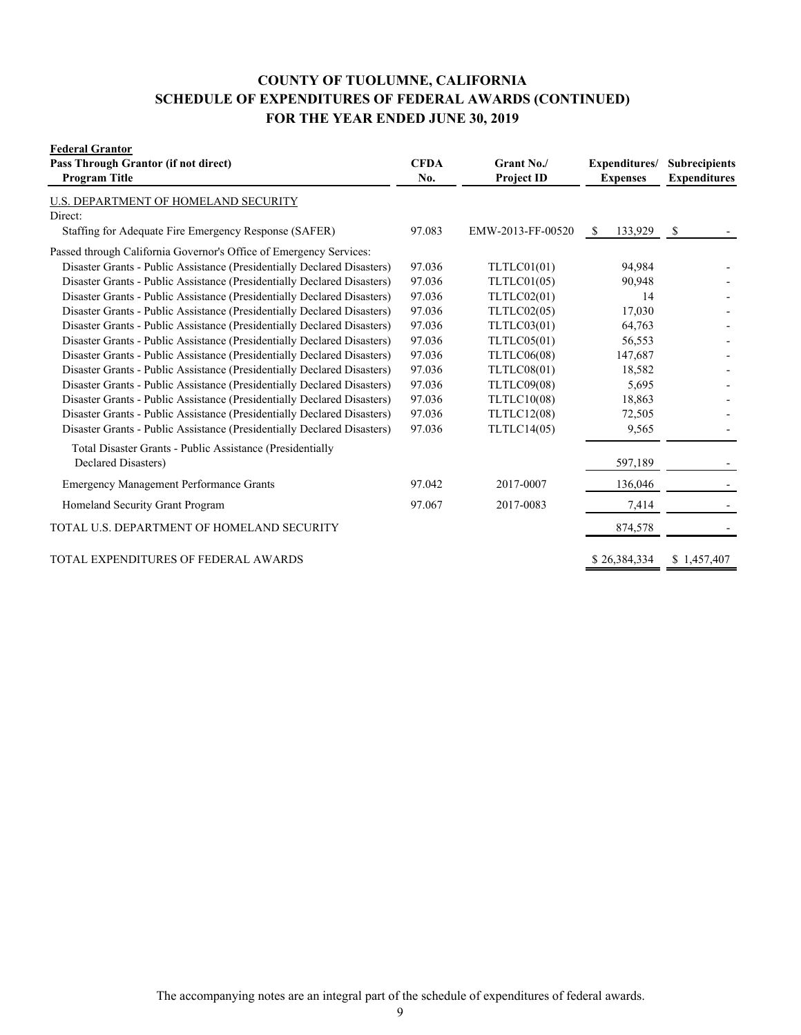# COUNTY OF TUOLUMNE, CALIFORNIA
## SCHEDULE OF EXPENDITURES OF FEDERAL AWARDS (CONTINUED)
## FOR THE YEAR ENDED JUNE 30, 2019

| **Federal Grantor** <br> **Pass Through Grantor (if not direct)** <br> **Program Title** | **CFDA No.** | **Grant No./ Project ID** | **Expenditures/ Expenses** | **Subrecipients Expenditures** |
|---|---|---|---|---|
| U.S. DEPARTMENT OF HOMELAND SECURITY | | | | |
| Direct: | | | | |
| Staffing for Adequate Fire Emergency Response (SAFER) | 97.083 | EMW-2013-FF-00520 | $ 133,929 | $ - |
| Passed through California Governor's Office of Emergency Services: | | | | |
| Disaster Grants - Public Assistance (Presidentially Declared Disasters) | 97.036 | TLTLC01(01) | 94,984 | - |
| Disaster Grants - Public Assistance (Presidentially Declared Disasters) | 97.036 | TLTLC01(05) | 90,948 | - |
| Disaster Grants - Public Assistance (Presidentially Declared Disasters) | 97.036 | TLTLC02(01) | 14 | - |
| Disaster Grants - Public Assistance (Presidentially Declared Disasters) | 97.036 | TLTLC02(05) | 17,030 | - |
| Disaster Grants - Public Assistance (Presidentially Declared Disasters) | 97.036 | TLTLC03(01) | 64,763 | - |
| Disaster Grants - Public Assistance (Presidentially Declared Disasters) | 97.036 | TLTLC05(01) | 56,553 | - |
| Disaster Grants - Public Assistance (Presidentially Declared Disasters) | 97.036 | TLTLC06(08) | 147,687 | - |
| Disaster Grants - Public Assistance (Presidentially Declared Disasters) | 97.036 | TLTLC08(01) | 18,582 | - |
| Disaster Grants - Public Assistance (Presidentially Declared Disasters) | 97.036 | TLTLC09(08) | 5,695 | - |
| Disaster Grants - Public Assistance (Presidentially Declared Disasters) | 97.036 | TLTLC10(08) | 18,863 | - |
| Disaster Grants - Public Assistance (Presidentially Declared Disasters) | 97.036 | TLTLC12(08) | 72,505 | - |
| Disaster Grants - Public Assistance (Presidentially Declared Disasters) | 97.036 | TLTLC14(05) | 9,565 | - |
| Total Disaster Grants - Public Assistance (Presidentially Declared Disasters) | | | 597,189 | - |
| Emergency Management Performance Grants | 97.042 | 2017-0007 | 136,046 | - |
| Homeland Security Grant Program | 97.067 | 2017-0083 | 7,414 | - |
| TOTAL U.S. DEPARTMENT OF HOMELAND SECURITY | | | 874,578 | - |
| TOTAL EXPENDITURES OF FEDERAL AWARDS | | | $ 26,384,334 | $ 1,457,407 |

The accompanying notes are an integral part of the schedule of expenditures of federal awards.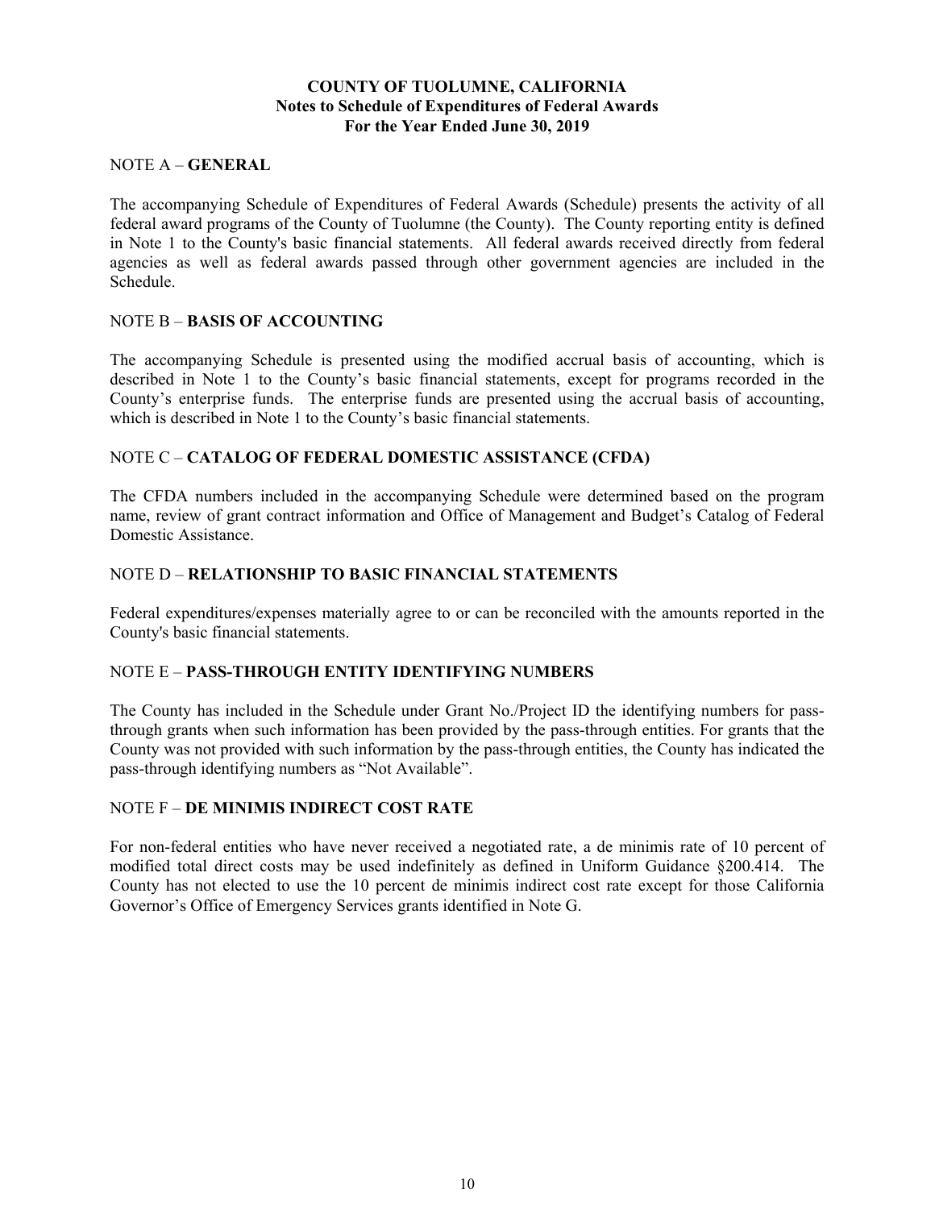# COUNTY OF TUOLUMNE, CALIFORNIA
## Notes to Schedule of Expenditures of Federal Awards
### For the Year Ended June 30, 2019

NOTE A – **GENERAL**

The accompanying Schedule of Expenditures of Federal Awards (Schedule) presents the activity of all federal award programs of the County of Tuolumne (the County). The County reporting entity is defined in Note 1 to the County's basic financial statements. All federal awards received directly from federal agencies as well as federal awards passed through other government agencies are included in the Schedule.

NOTE B – **BASIS OF ACCOUNTING**

The accompanying Schedule is presented using the modified accrual basis of accounting, which is described in Note 1 to the County's basic financial statements, except for programs recorded in the County's enterprise funds. The enterprise funds are presented using the accrual basis of accounting, which is described in Note 1 to the County's basic financial statements.

NOTE C – **CATALOG OF FEDERAL DOMESTIC ASSISTANCE (CFDA)**

The CFDA numbers included in the accompanying Schedule were determined based on the program name, review of grant contract information and Office of Management and Budget's Catalog of Federal Domestic Assistance.

NOTE D – **RELATIONSHIP TO BASIC FINANCIAL STATEMENTS**

Federal expenditures/expenses materially agree to or can be reconciled with the amounts reported in the County's basic financial statements.

NOTE E – **PASS-THROUGH ENTITY IDENTIFYING NUMBERS**

The County has included in the Schedule under Grant No./Project ID the identifying numbers for pass-through grants when such information has been provided by the pass-through entities. For grants that the County was not provided with such information by the pass-through entities, the County has indicated the pass-through identifying numbers as "Not Available".

NOTE F – **DE MINIMIS INDIRECT COST RATE**

For non-federal entities who have never received a negotiated rate, a de minimis rate of 10 percent of modified total direct costs may be used indefinitely as defined in Uniform Guidance §200.414. The County has not elected to use the 10 percent de minimis indirect cost rate except for those California Governor's Office of Emergency Services grants identified in Note G.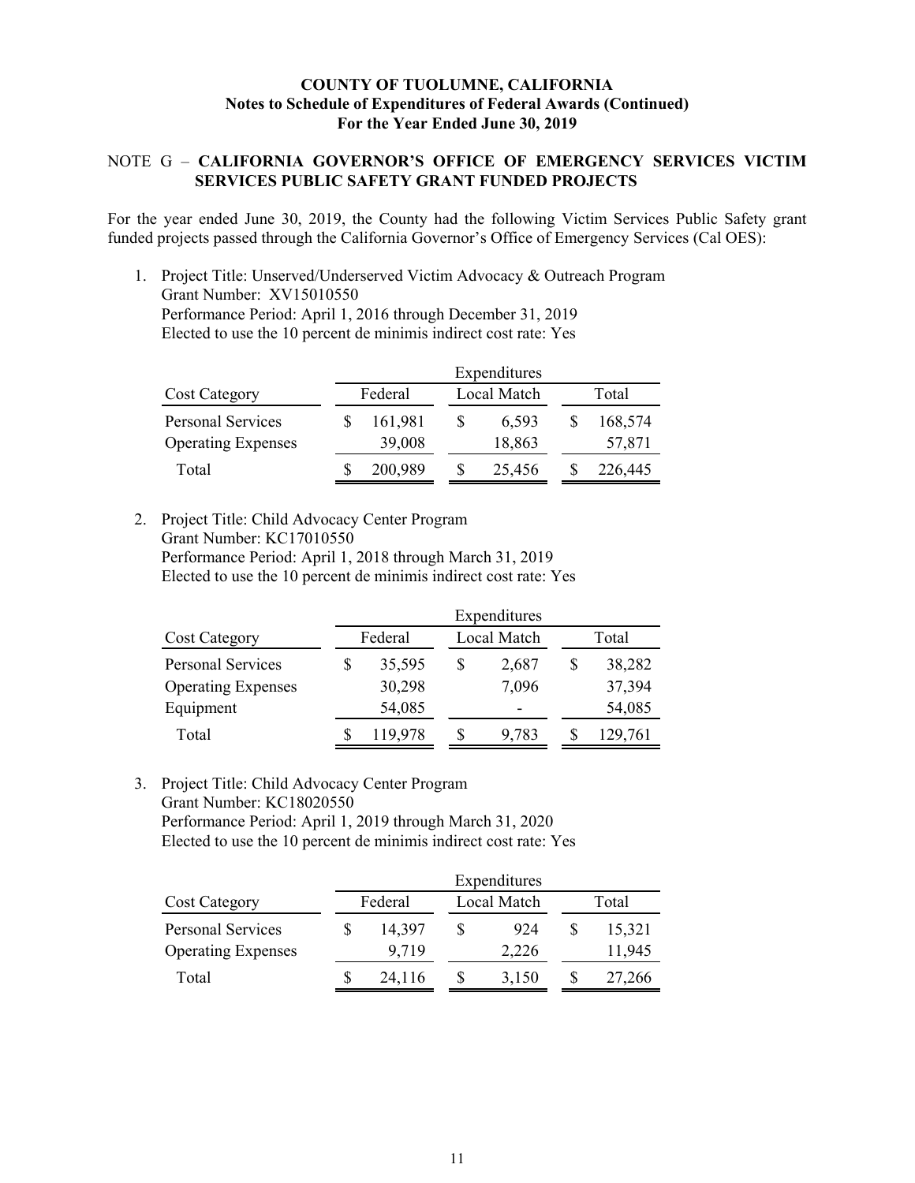**COUNTY OF TUOLUMNE, CALIFORNIA**
**Notes to Schedule of Expenditures of Federal Awards (Continued)**
**For the Year Ended June 30, 2019**

## NOTE G – CALIFORNIA GOVERNOR'S OFFICE OF EMERGENCY SERVICES VICTIM SERVICES PUBLIC SAFETY GRANT FUNDED PROJECTS

For the year ended June 30, 2019, the County had the following Victim Services Public Safety grant funded projects passed through the California Governor's Office of Emergency Services (Cal OES):

1. Project Title: Unserved/Underserved Victim Advocacy & Outreach Program
   Grant Number: XV15010550
   Performance Period: April 1, 2016 through December 31, 2019
   Elected to use the 10 percent de minimis indirect cost rate: Yes

| | Expenditures | | |
|---|---|---|---|
| Cost Category | Federal | Local Match | Total |
| Personal Services | $ 161,981 | $ 6,593 | $ 168,574 |
| Operating Expenses | 39,008 | 18,863 | 57,871 |
| Total | $ 200,989 | $ 25,456 | $ 226,445 |

2. Project Title: Child Advocacy Center Program
   Grant Number: KC17010550
   Performance Period: April 1, 2018 through March 31, 2019
   Elected to use the 10 percent de minimis indirect cost rate: Yes

| | Expenditures | | |
|---|---|---|---|
| Cost Category | Federal | Local Match | Total |
| Personal Services | $ 35,595 | $ 2,687 | $ 38,282 |
| Operating Expenses | 30,298 | 7,096 | 37,394 |
| Equipment | 54,085 | - | 54,085 |
| Total | $ 119,978 | $ 9,783 | $ 129,761 |

3. Project Title: Child Advocacy Center Program
   Grant Number: KC18020550
   Performance Period: April 1, 2019 through March 31, 2020
   Elected to use the 10 percent de minimis indirect cost rate: Yes

| | Expenditures | | |
|---|---|---|---|
| Cost Category | Federal | Local Match | Total |
| Personal Services | $ 14,397 | $ 924 | $ 15,321 |
| Operating Expenses | 9,719 | 2,226 | 11,945 |
| Total | $ 24,116 | $ 3,150 | $ 27,266 |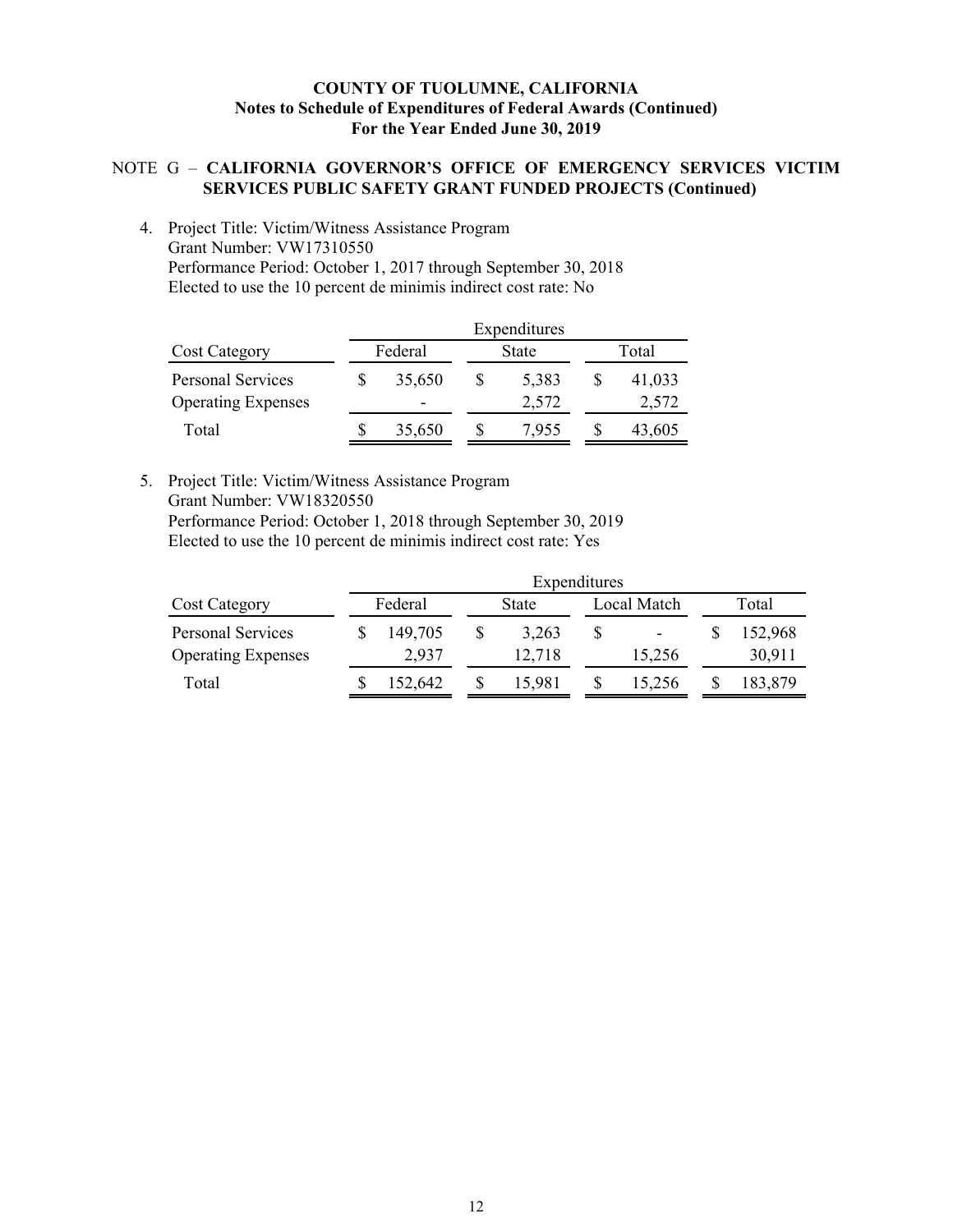# COUNTY OF TUOLUMNE, CALIFORNIA
## Notes to Schedule of Expenditures of Federal Awards (Continued)
## For the Year Ended June 30, 2019

NOTE G – **CALIFORNIA GOVERNOR'S OFFICE OF EMERGENCY SERVICES VICTIM SERVICES PUBLIC SAFETY GRANT FUNDED PROJECTS (Continued)**

4. Project Title: Victim/Witness Assistance Program
   Grant Number: VW17310550
   Performance Period: October 1, 2017 through September 30, 2018
   Elected to use the 10 percent de minimis indirect cost rate: No

| | Expenditures | | |
|---|---|---|---|
| Cost Category | Federal | State | Total |
| Personal Services | $ 35,650 | $ 5,383 | $ 41,033 |
| Operating Expenses | - | 2,572 | 2,572 |
| Total | $ 35,650 | $ 7,955 | $ 43,605 |

5. Project Title: Victim/Witness Assistance Program
   Grant Number: VW18320550
   Performance Period: October 1, 2018 through September 30, 2019
   Elected to use the 10 percent de minimis indirect cost rate: Yes

| | Expenditures | | | |
|---|---|---|---|---|
| Cost Category | Federal | State | Local Match | Total |
| Personal Services | $ 149,705 | $ 3,263 | $ - | $ 152,968 |
| Operating Expenses | 2,937 | 12,718 | 15,256 | 30,911 |
| Total | $ 152,642 | $ 15,981 | $ 15,256 | $ 183,879 |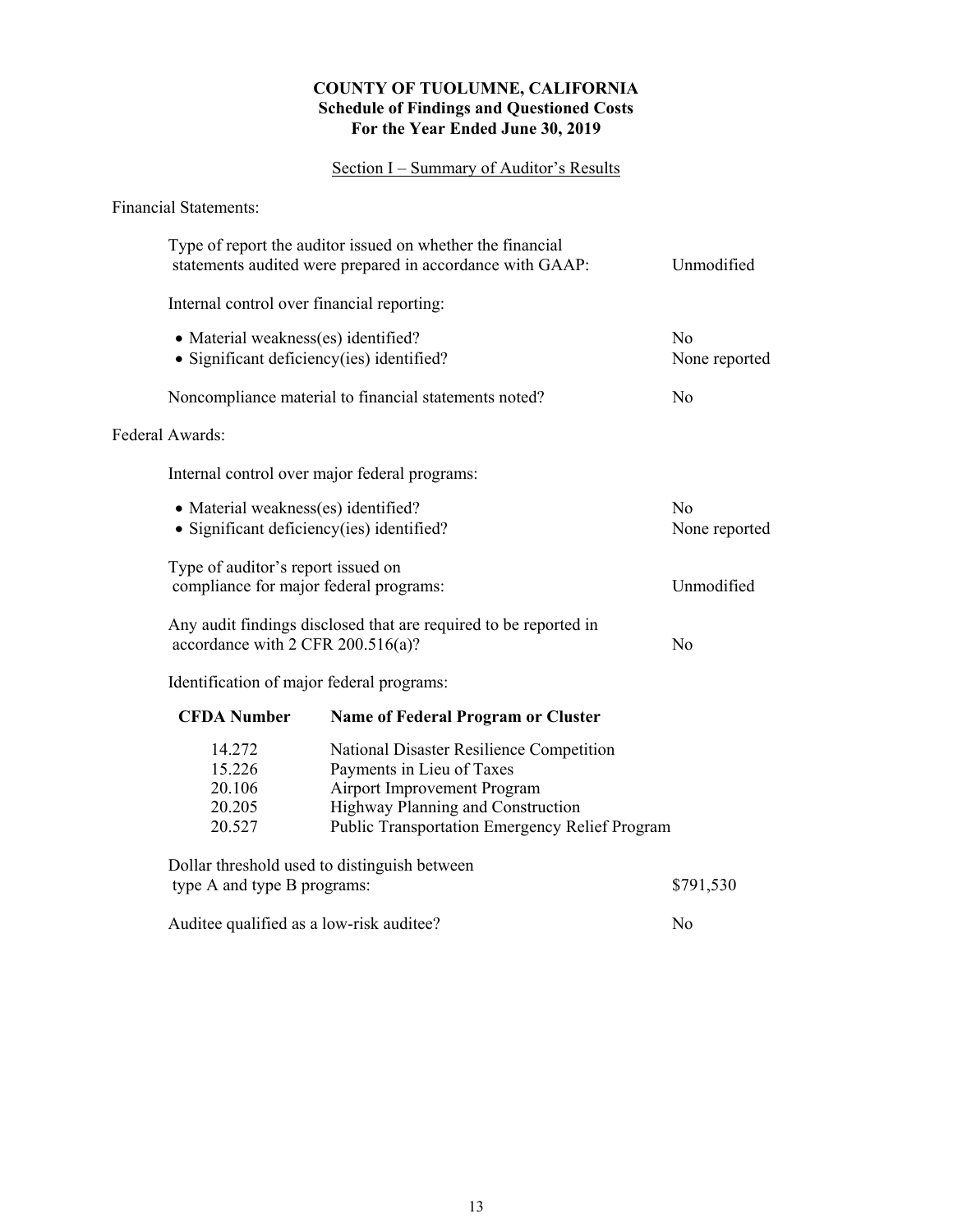# COUNTY OF TUOLUMNE, CALIFORNIA
## Schedule of Findings and Questioned Costs
## For the Year Ended June 30, 2019

### Section I – Summary of Auditor's Results

Financial Statements:

| | |
|---|---|
| Type of report the auditor issued on whether the financial statements audited were prepared in accordance with GAAP: | Unmodified |
| Internal control over financial reporting: | |
| • Material weakness(es) identified? | No |
| • Significant deficiency(ies) identified? | None reported |
| Noncompliance material to financial statements noted? | No |

Federal Awards:

| | |
|---|---|
| Internal control over major federal programs: | |
| • Material weakness(es) identified? | No |
| • Significant deficiency(ies) identified? | None reported |
| Type of auditor's report issued on compliance for major federal programs: | Unmodified |
| Any audit findings disclosed that are required to be reported in accordance with 2 CFR 200.516(a)? | No |

Identification of major federal programs:

| CFDA Number | Name of Federal Program or Cluster |
|---|---|
| 14.272 | National Disaster Resilience Competition |
| 15.226 | Payments in Lieu of Taxes |
| 20.106 | Airport Improvement Program |
| 20.205 | Highway Planning and Construction |
| 20.527 | Public Transportation Emergency Relief Program |

| | |
|---|---|
| Dollar threshold used to distinguish between type A and type B programs: | $791,530 |
| Auditee qualified as a low-risk auditee? | No |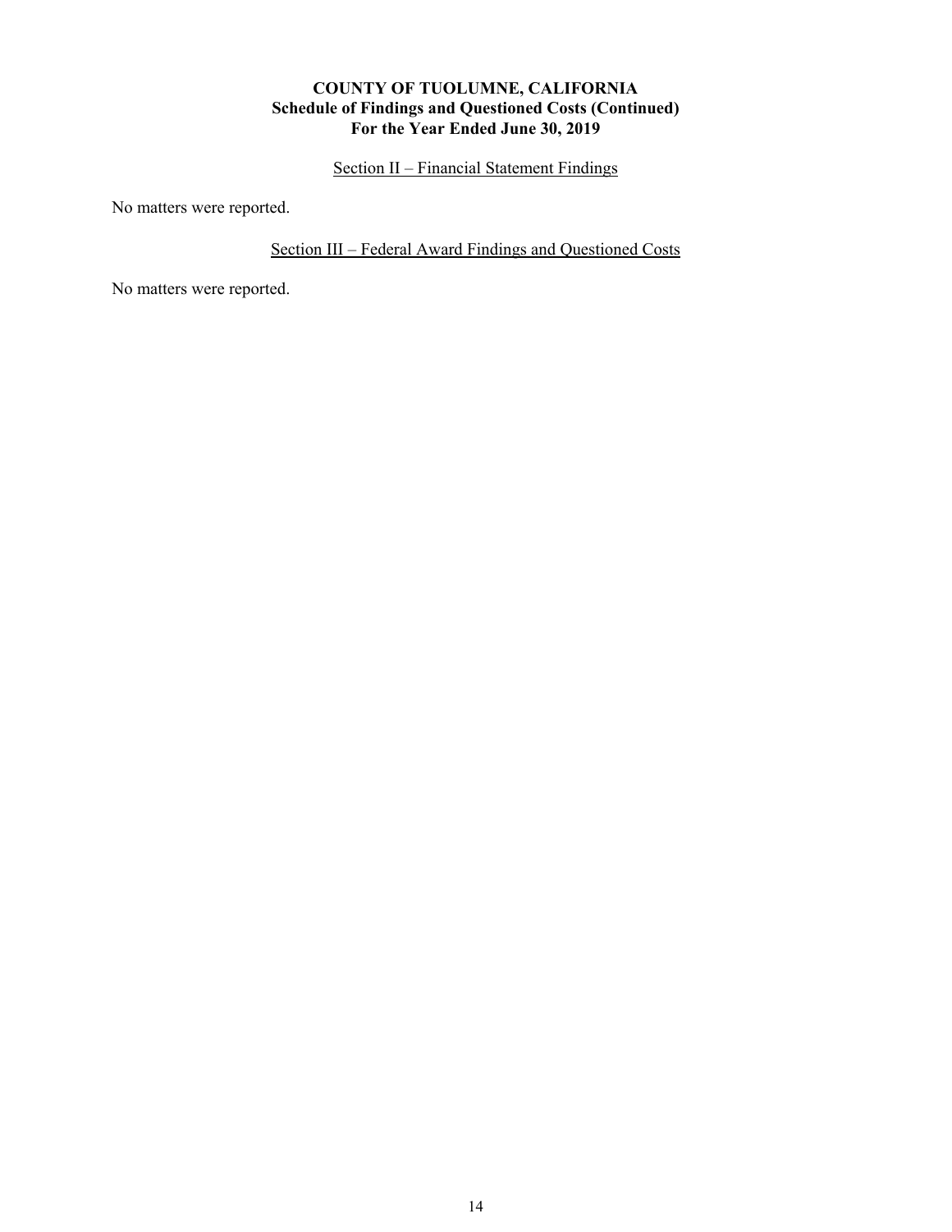**COUNTY OF TUOLUMNE, CALIFORNIA**
**Schedule of Findings and Questioned Costs (Continued)**
**For the Year Ended June 30, 2019**

Section II – Financial Statement Findings

No matters were reported.

Section III – Federal Award Findings and Questioned Costs

No matters were reported.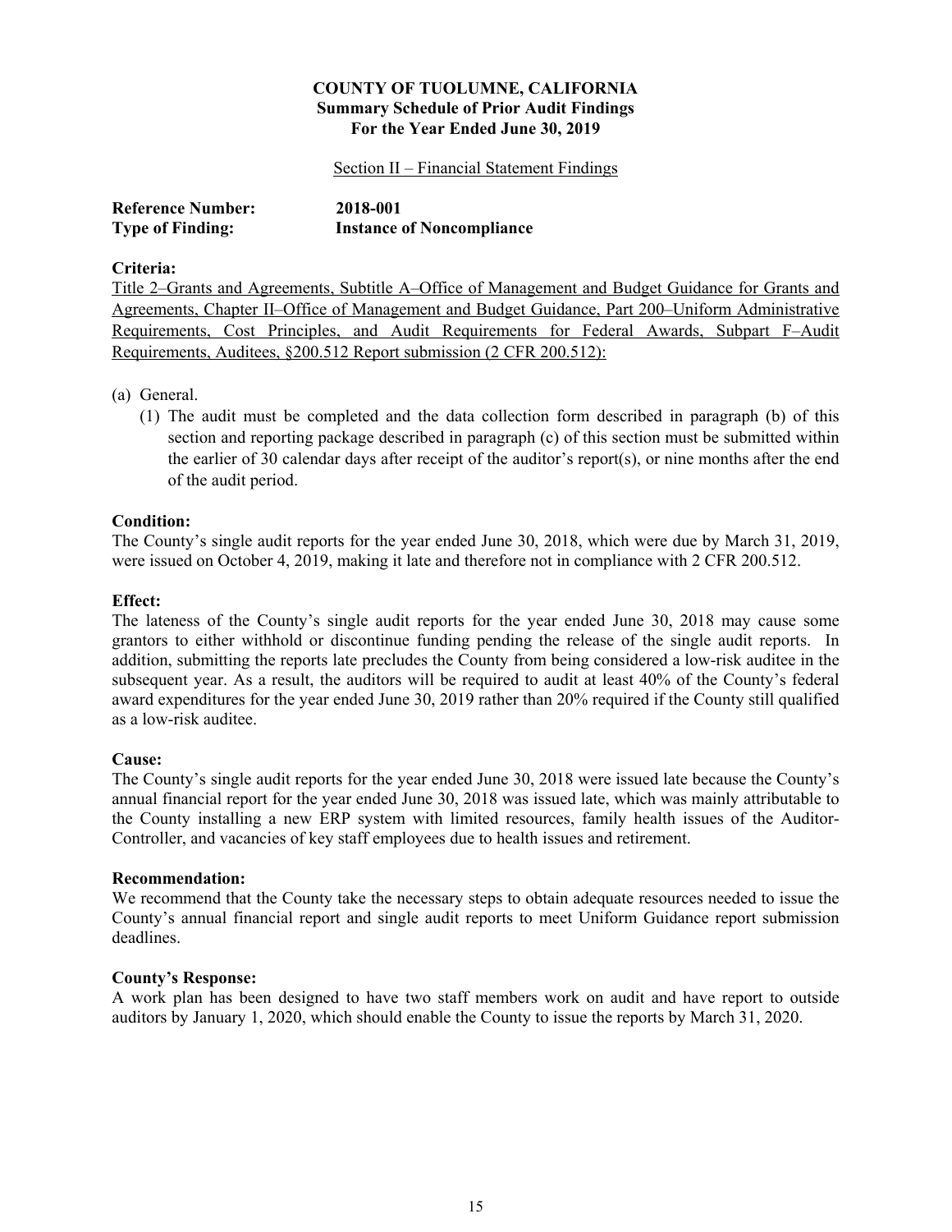# COUNTY OF TUOLUMNE, CALIFORNIA
## Summary Schedule of Prior Audit Findings
## For the Year Ended June 30, 2019

Section II – Financial Statement Findings

**Reference Number:** **2018-001**
**Type of Finding:** **Instance of Noncompliance**

**Criteria:**
Title 2–Grants and Agreements, Subtitle A–Office of Management and Budget Guidance for Grants and Agreements, Chapter II–Office of Management and Budget Guidance, Part 200–Uniform Administrative Requirements, Cost Principles, and Audit Requirements for Federal Awards, Subpart F–Audit Requirements, Auditees, §200.512 Report submission (2 CFR 200.512):

(a) General.
   (1) The audit must be completed and the data collection form described in paragraph (b) of this section and reporting package described in paragraph (c) of this section must be submitted within the earlier of 30 calendar days after receipt of the auditor's report(s), or nine months after the end of the audit period.

**Condition:**
The County's single audit reports for the year ended June 30, 2018, which were due by March 31, 2019, were issued on October 4, 2019, making it late and therefore not in compliance with 2 CFR 200.512.

**Effect:**
The lateness of the County's single audit reports for the year ended June 30, 2018 may cause some grantors to either withhold or discontinue funding pending the release of the single audit reports. In addition, submitting the reports late precludes the County from being considered a low-risk auditee in the subsequent year. As a result, the auditors will be required to audit at least 40% of the County's federal award expenditures for the year ended June 30, 2019 rather than 20% required if the County still qualified as a low-risk auditee.

**Cause:**
The County's single audit reports for the year ended June 30, 2018 were issued late because the County's annual financial report for the year ended June 30, 2018 was issued late, which was mainly attributable to the County installing a new ERP system with limited resources, family health issues of the Auditor-Controller, and vacancies of key staff employees due to health issues and retirement.

**Recommendation:**
We recommend that the County take the necessary steps to obtain adequate resources needed to issue the County's annual financial report and single audit reports to meet Uniform Guidance report submission deadlines.

**County's Response:**
A work plan has been designed to have two staff members work on audit and have report to outside auditors by January 1, 2020, which should enable the County to issue the reports by March 31, 2020.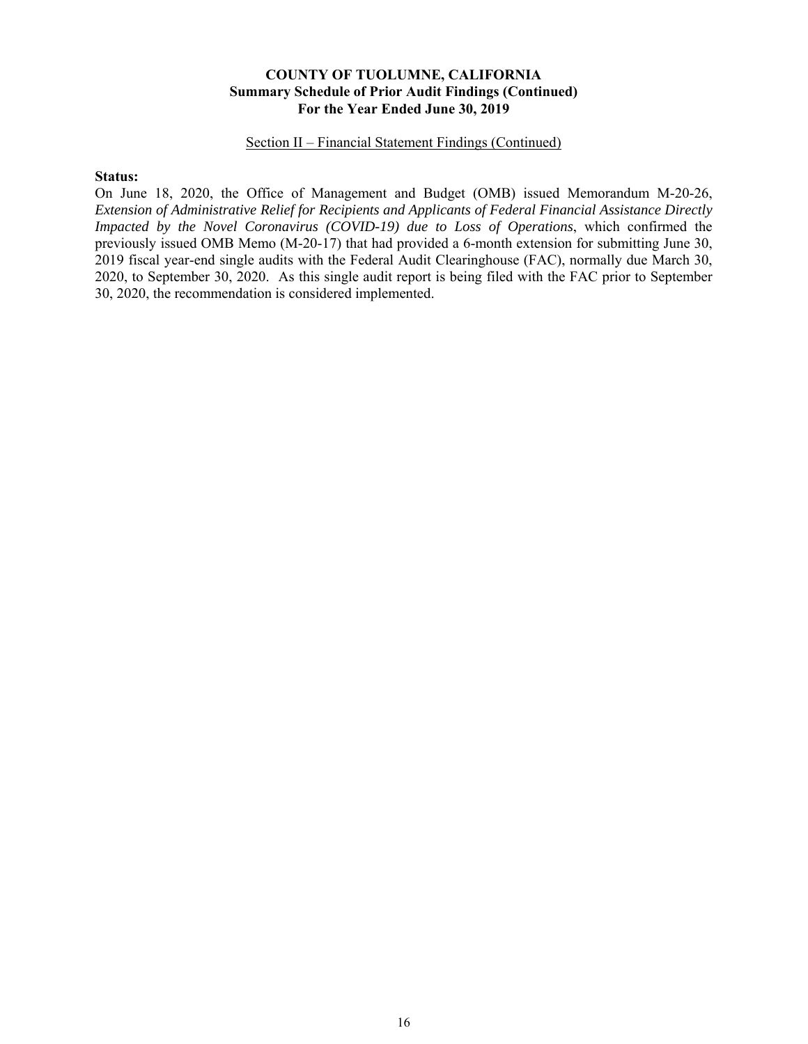# COUNTY OF TUOLUMNE, CALIFORNIA
## Summary Schedule of Prior Audit Findings (Continued)
## For the Year Ended June 30, 2019

Section II – Financial Statement Findings (Continued)

**Status:**

On June 18, 2020, the Office of Management and Budget (OMB) issued Memorandum M-20-26, *Extension of Administrative Relief for Recipients and Applicants of Federal Financial Assistance Directly Impacted by the Novel Coronavirus (COVID-19) due to Loss of Operations*, which confirmed the previously issued OMB Memo (M-20-17) that had provided a 6-month extension for submitting June 30, 2019 fiscal year-end single audits with the Federal Audit Clearinghouse (FAC), normally due March 30, 2020, to September 30, 2020. As this single audit report is being filed with the FAC prior to September 30, 2020, the recommendation is considered implemented.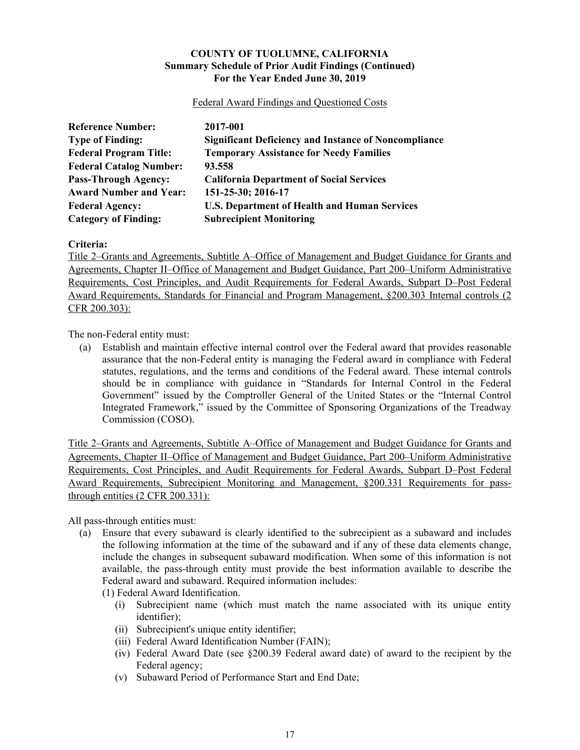# COUNTY OF TUOLUMNE, CALIFORNIA
## Summary Schedule of Prior Audit Findings (Continued)
## For the Year Ended June 30, 2019

Federal Award Findings and Questioned Costs

| | |
|---|---|
| **Reference Number:** | **2017-001** |
| **Type of Finding:** | **Significant Deficiency and Instance of Noncompliance** |
| **Federal Program Title:** | **Temporary Assistance for Needy Families** |
| **Federal Catalog Number:** | **93.558** |
| **Pass-Through Agency:** | **California Department of Social Services** |
| **Award Number and Year:** | **151-25-30; 2016-17** |
| **Federal Agency:** | **U.S. Department of Health and Human Services** |
| **Category of Finding:** | **Subrecipient Monitoring** |

**Criteria:**

Title 2–Grants and Agreements, Subtitle A–Office of Management and Budget Guidance for Grants and Agreements, Chapter II–Office of Management and Budget Guidance, Part 200–Uniform Administrative Requirements, Cost Principles, and Audit Requirements for Federal Awards, Subpart D–Post Federal Award Requirements, Standards for Financial and Program Management, §200.303 Internal controls (2 CFR 200.303):

The non-Federal entity must:

(a) Establish and maintain effective internal control over the Federal award that provides reasonable assurance that the non-Federal entity is managing the Federal award in compliance with Federal statutes, regulations, and the terms and conditions of the Federal award. These internal controls should be in compliance with guidance in "Standards for Internal Control in the Federal Government" issued by the Comptroller General of the United States or the "Internal Control Integrated Framework," issued by the Committee of Sponsoring Organizations of the Treadway Commission (COSO).

Title 2–Grants and Agreements, Subtitle A–Office of Management and Budget Guidance for Grants and Agreements, Chapter II–Office of Management and Budget Guidance, Part 200–Uniform Administrative Requirements, Cost Principles, and Audit Requirements for Federal Awards, Subpart D–Post Federal Award Requirements, Subrecipient Monitoring and Management, §200.331 Requirements for pass-through entities (2 CFR 200.331):

All pass-through entities must:

(a) Ensure that every subaward is clearly identified to the subrecipient as a subaward and includes the following information at the time of the subaward and if any of these data elements change, include the changes in subsequent subaward modification. When some of this information is not available, the pass-through entity must provide the best information available to describe the Federal award and subaward. Required information includes:

   (1) Federal Award Identification.

   (i) Subrecipient name (which must match the name associated with its unique entity identifier);
   
   (ii) Subrecipient's unique entity identifier;
   
   (iii) Federal Award Identification Number (FAIN);
   
   (iv) Federal Award Date (see §200.39 Federal award date) of award to the recipient by the Federal agency;
   
   (v) Subaward Period of Performance Start and End Date;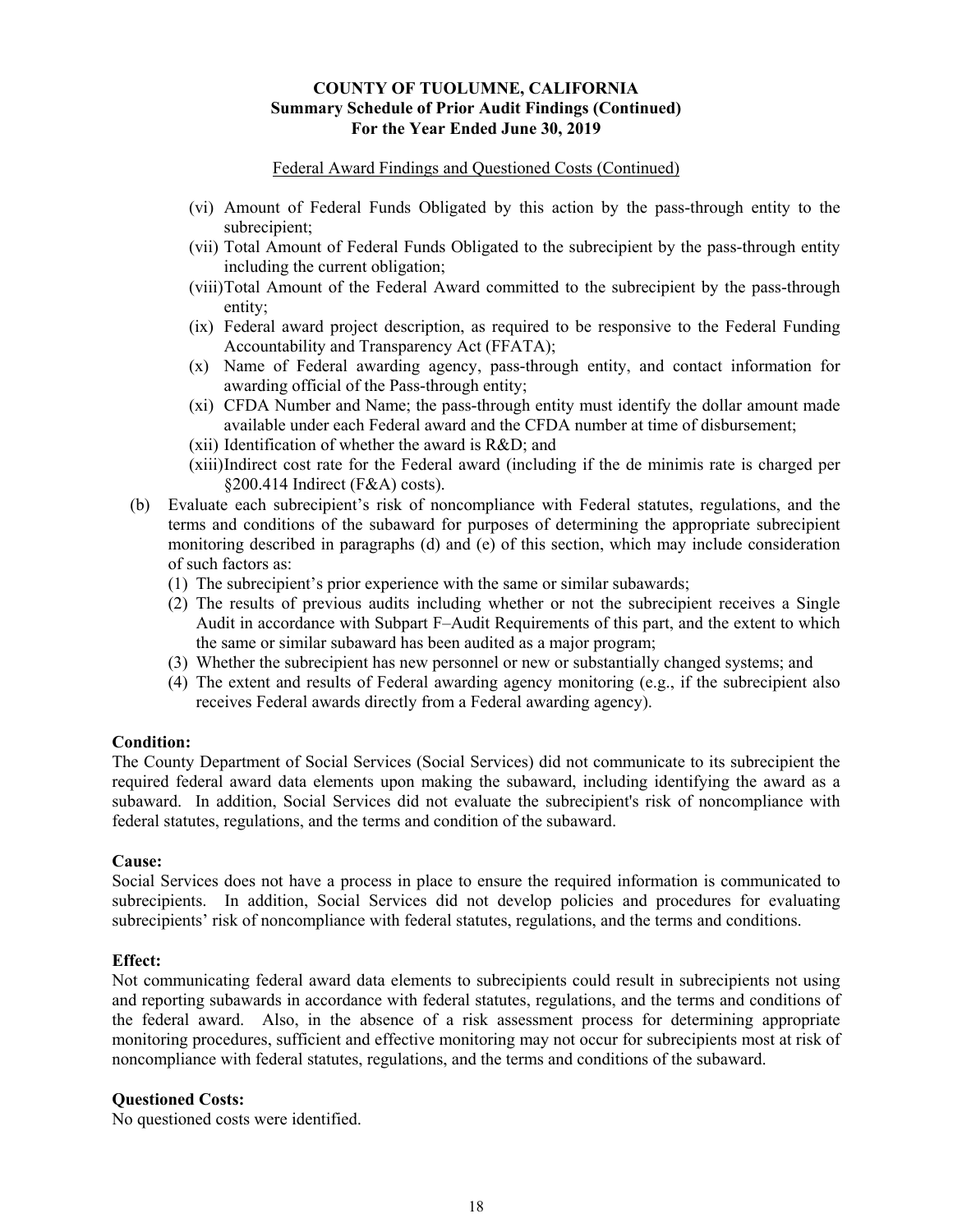# COUNTY OF TUOLUMNE, CALIFORNIA
## Summary Schedule of Prior Audit Findings (Continued)
## For the Year Ended June 30, 2019

Federal Award Findings and Questioned Costs (Continued)

- (vi) Amount of Federal Funds Obligated by this action by the pass-through entity to the subrecipient;
- (vii) Total Amount of Federal Funds Obligated to the subrecipient by the pass-through entity including the current obligation;
- (viii) Total Amount of the Federal Award committed to the subrecipient by the pass-through entity;
- (ix) Federal award project description, as required to be responsive to the Federal Funding Accountability and Transparency Act (FFATA);
- (x) Name of Federal awarding agency, pass-through entity, and contact information for awarding official of the Pass-through entity;
- (xi) CFDA Number and Name; the pass-through entity must identify the dollar amount made available under each Federal award and the CFDA number at time of disbursement;
- (xii) Identification of whether the award is R&D; and
- (xiii) Indirect cost rate for the Federal award (including if the de minimis rate is charged per §200.414 Indirect (F&A) costs).

(b) Evaluate each subrecipient's risk of noncompliance with Federal statutes, regulations, and the terms and conditions of the subaward for purposes of determining the appropriate subrecipient monitoring described in paragraphs (d) and (e) of this section, which may include consideration of such factors as:

1. The subrecipient's prior experience with the same or similar subawards;
2. The results of previous audits including whether or not the subrecipient receives a Single Audit in accordance with Subpart F–Audit Requirements of this part, and the extent to which the same or similar subaward has been audited as a major program;
3. Whether the subrecipient has new personnel or new or substantially changed systems; and
4. The extent and results of Federal awarding agency monitoring (e.g., if the subrecipient also receives Federal awards directly from a Federal awarding agency).

**Condition:**
The County Department of Social Services (Social Services) did not communicate to its subrecipient the required federal award data elements upon making the subaward, including identifying the award as a subaward. In addition, Social Services did not evaluate the subrecipient's risk of noncompliance with federal statutes, regulations, and the terms and condition of the subaward.

**Cause:**
Social Services does not have a process in place to ensure the required information is communicated to subrecipients. In addition, Social Services did not develop policies and procedures for evaluating subrecipients' risk of noncompliance with federal statutes, regulations, and the terms and conditions.

**Effect:**
Not communicating federal award data elements to subrecipients could result in subrecipients not using and reporting subawards in accordance with federal statutes, regulations, and the terms and conditions of the federal award. Also, in the absence of a risk assessment process for determining appropriate monitoring procedures, sufficient and effective monitoring may not occur for subrecipients most at risk of noncompliance with federal statutes, regulations, and the terms and conditions of the subaward.

**Questioned Costs:**
No questioned costs were identified.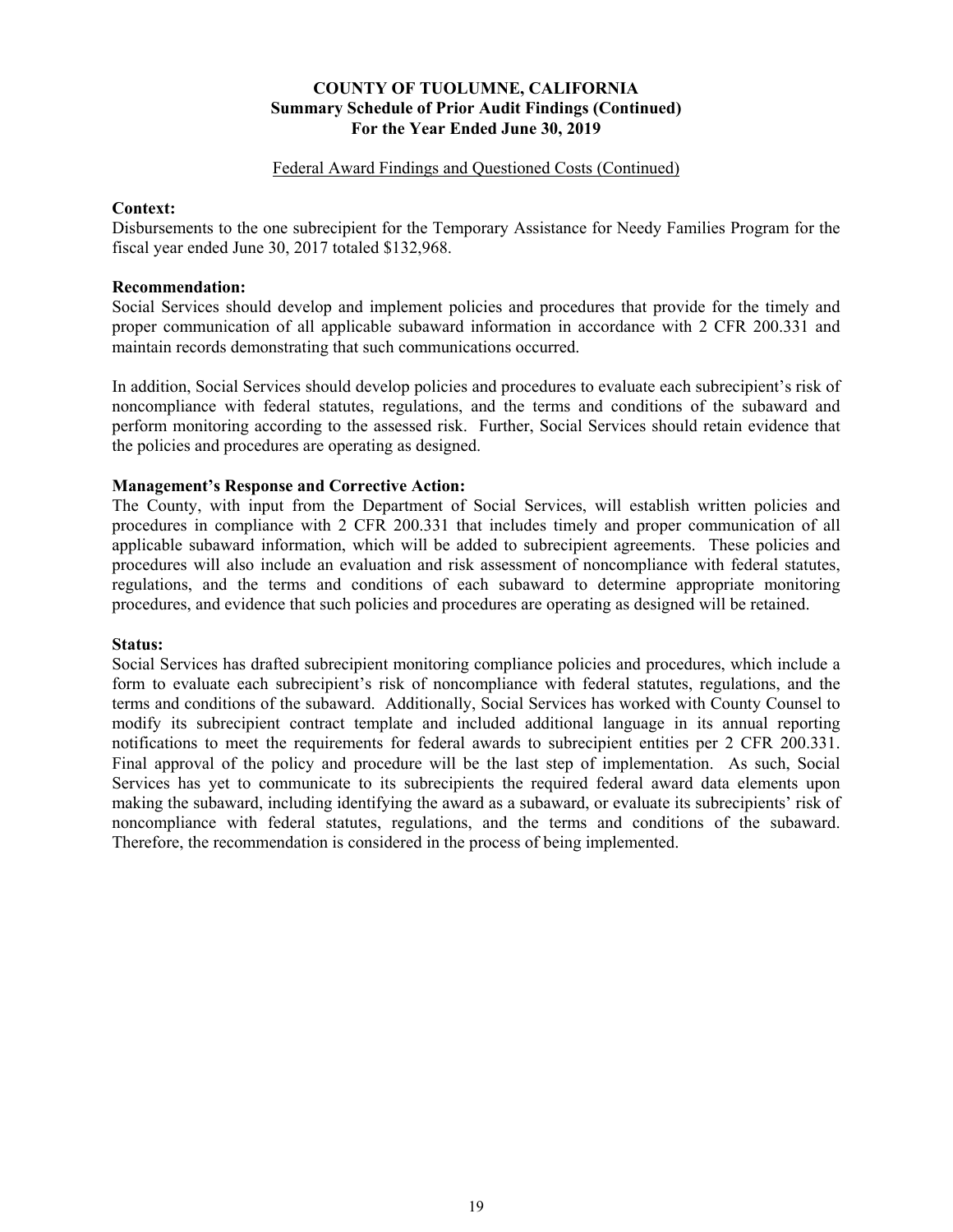**COUNTY OF TUOLUMNE, CALIFORNIA**
**Summary Schedule of Prior Audit Findings (Continued)**
**For the Year Ended June 30, 2019**

Federal Award Findings and Questioned Costs (Continued)

**Context:**
Disbursements to the one subrecipient for the Temporary Assistance for Needy Families Program for the fiscal year ended June 30, 2017 totaled $132,968.

**Recommendation:**
Social Services should develop and implement policies and procedures that provide for the timely and proper communication of all applicable subaward information in accordance with 2 CFR 200.331 and maintain records demonstrating that such communications occurred.

In addition, Social Services should develop policies and procedures to evaluate each subrecipient's risk of noncompliance with federal statutes, regulations, and the terms and conditions of the subaward and perform monitoring according to the assessed risk. Further, Social Services should retain evidence that the policies and procedures are operating as designed.

**Management's Response and Corrective Action:**
The County, with input from the Department of Social Services, will establish written policies and procedures in compliance with 2 CFR 200.331 that includes timely and proper communication of all applicable subaward information, which will be added to subrecipient agreements. These policies and procedures will also include an evaluation and risk assessment of noncompliance with federal statutes, regulations, and the terms and conditions of each subaward to determine appropriate monitoring procedures, and evidence that such policies and procedures are operating as designed will be retained.

**Status:**
Social Services has drafted subrecipient monitoring compliance policies and procedures, which include a form to evaluate each subrecipient's risk of noncompliance with federal statutes, regulations, and the terms and conditions of the subaward. Additionally, Social Services has worked with County Counsel to modify its subrecipient contract template and included additional language in its annual reporting notifications to meet the requirements for federal awards to subrecipient entities per 2 CFR 200.331. Final approval of the policy and procedure will be the last step of implementation. As such, Social Services has yet to communicate to its subrecipients the required federal award data elements upon making the subaward, including identifying the award as a subaward, or evaluate its subrecipients' risk of noncompliance with federal statutes, regulations, and the terms and conditions of the subaward. Therefore, the recommendation is considered in the process of being implemented.